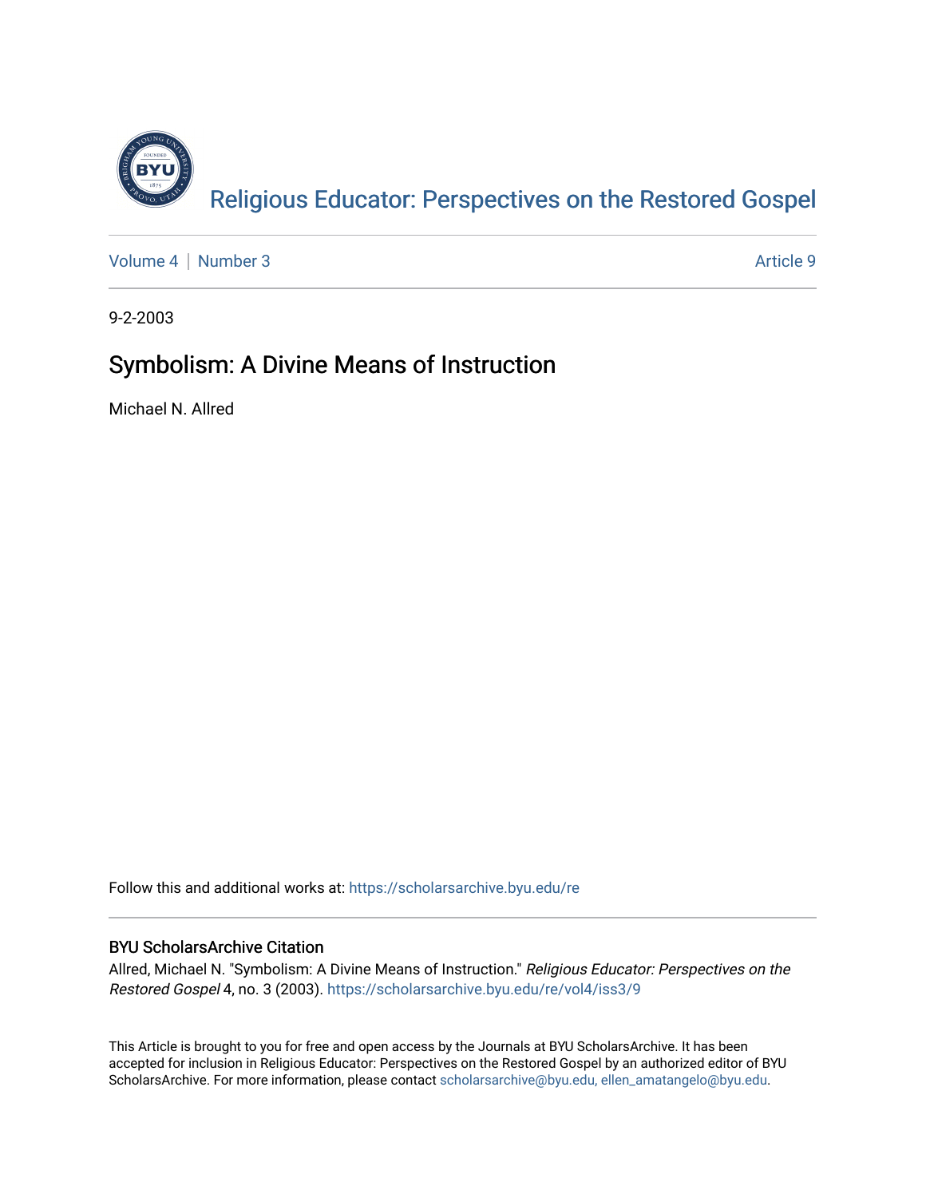Religious Educator: Perspectives on the Restored Gospel

Volume 4 | Number 3 Article 9

9-2-2003

# Symbolism: A Divine Means of Instruction

Michael N. Allred

Follow this and additional works at: https://scholarsarchive.byu.edu/re

### BYU ScholarsArchive Citation

Allred, Michael N. "Symbolism: A Divine Means of Instruction." *Religious Educator: Perspectives on the Restored Gospel* 4, no. 3 (2003). https://scholarsarchive.byu.edu/re/vol4/iss3/9

This Article is brought to you for free and open access by the Journals at BYU ScholarsArchive. It has been accepted for inclusion in Religious Educator: Perspectives on the Restored Gospel by an authorized editor of BYU ScholarsArchive. For more information, please contact scholarsarchive@byu.edu, ellen_amatangelo@byu.edu.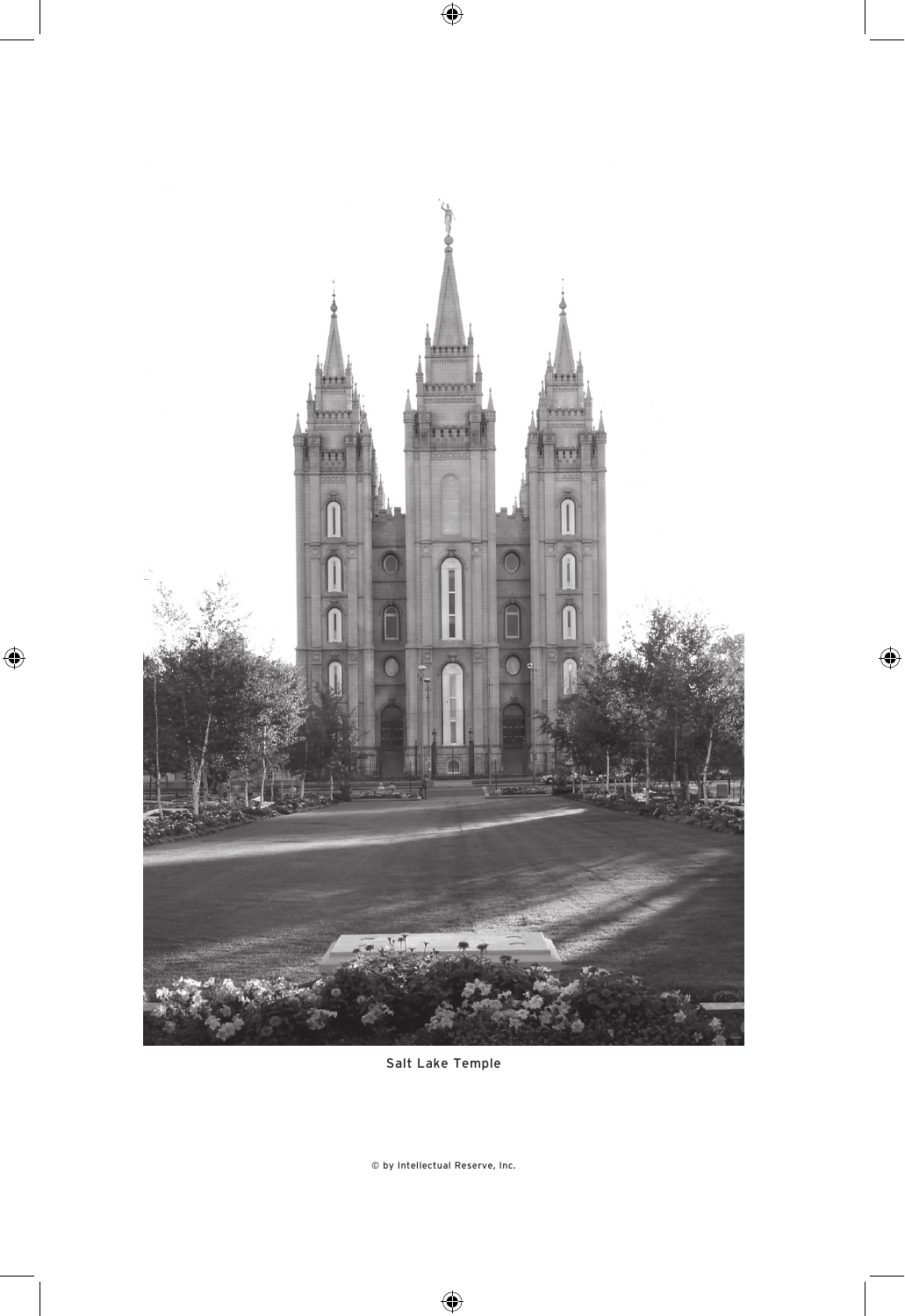Salt Lake Temple

© by Intellectual Reserve, Inc.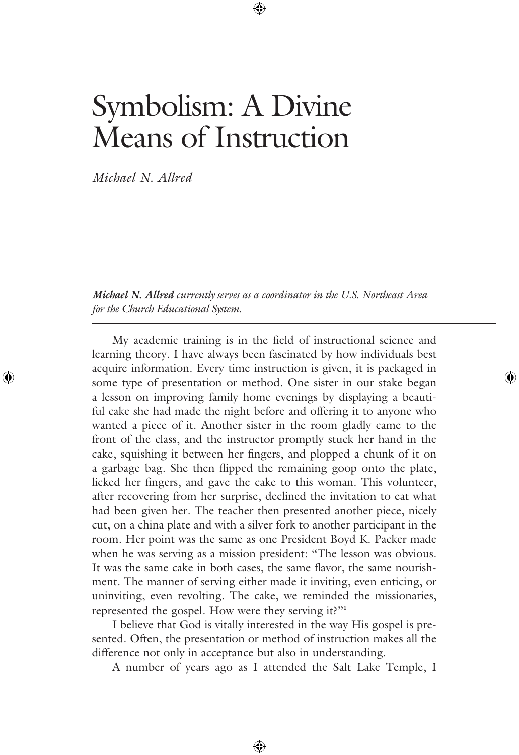# Symbolism: A Divine Means of Instruction

*Michael N. Allred*

***Michael N. Allred*** *currently serves as a coordinator in the U.S. Northeast Area for the Church Educational System.*

My academic training is in the field of instructional science and learning theory. I have always been fascinated by how individuals best acquire information. Every time instruction is given, it is packaged in some type of presentation or method. One sister in our stake began a lesson on improving family home evenings by displaying a beautiful cake she had made the night before and offering it to anyone who wanted a piece of it. Another sister in the room gladly came to the front of the class, and the instructor promptly stuck her hand in the cake, squishing it between her fingers, and plopped a chunk of it on a garbage bag. She then flipped the remaining goop onto the plate, licked her fingers, and gave the cake to this woman. This volunteer, after recovering from her surprise, declined the invitation to eat what had been given her. The teacher then presented another piece, nicely cut, on a china plate and with a silver fork to another participant in the room. Her point was the same as one President Boyd K. Packer made when he was serving as a mission president: "The lesson was obvious. It was the same cake in both cases, the same flavor, the same nourishment. The manner of serving either made it inviting, even enticing, or uninviting, even revolting. The cake, we reminded the missionaries, represented the gospel. How were they serving it?"[1]

I believe that God is vitally interested in the way His gospel is presented. Often, the presentation or method of instruction makes all the difference not only in acceptance but also in understanding.

A number of years ago as I attended the Salt Lake Temple, I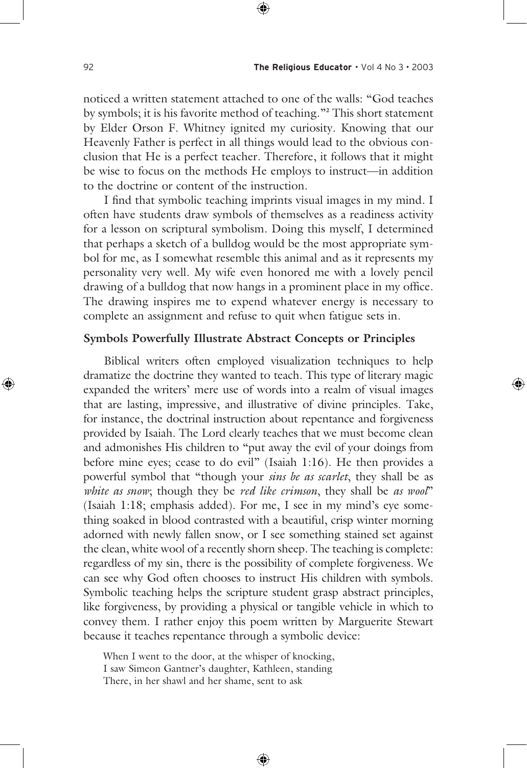noticed a written statement attached to one of the walls: "God teaches by symbols; it is his favorite method of teaching."[2] This short statement by Elder Orson F. Whitney ignited my curiosity. Knowing that our Heavenly Father is perfect in all things would lead to the obvious conclusion that He is a perfect teacher. Therefore, it follows that it might be wise to focus on the methods He employs to instruct—in addition to the doctrine or content of the instruction.

I find that symbolic teaching imprints visual images in my mind. I often have students draw symbols of themselves as a readiness activity for a lesson on scriptural symbolism. Doing this myself, I determined that perhaps a sketch of a bulldog would be the most appropriate symbol for me, as I somewhat resemble this animal and as it represents my personality very well. My wife even honored me with a lovely pencil drawing of a bulldog that now hangs in a prominent place in my office. The drawing inspires me to expend whatever energy is necessary to complete an assignment and refuse to quit when fatigue sets in.

### Symbols Powerfully Illustrate Abstract Concepts or Principles

Biblical writers often employed visualization techniques to help dramatize the doctrine they wanted to teach. This type of literary magic expanded the writers' mere use of words into a realm of visual images that are lasting, impressive, and illustrative of divine principles. Take, for instance, the doctrinal instruction about repentance and forgiveness provided by Isaiah. The Lord clearly teaches that we must become clean and admonishes His children to "put away the evil of your doings from before mine eyes; cease to do evil" (Isaiah 1:16). He then provides a powerful symbol that "though your *sins be as scarlet*, they shall be as *white as snow*; though they be *red like crimson*, they shall be *as wool*" (Isaiah 1:18; emphasis added). For me, I see in my mind's eye something soaked in blood contrasted with a beautiful, crisp winter morning adorned with newly fallen snow, or I see something stained set against the clean, white wool of a recently shorn sheep. The teaching is complete: regardless of my sin, there is the possibility of complete forgiveness. We can see why God often chooses to instruct His children with symbols. Symbolic teaching helps the scripture student grasp abstract principles, like forgiveness, by providing a physical or tangible vehicle in which to convey them. I rather enjoy this poem written by Marguerite Stewart because it teaches repentance through a symbolic device:

> When I went to the door, at the whisper of knocking,
> I saw Simeon Gantner's daughter, Kathleen, standing
> There, in her shawl and her shame, sent to ask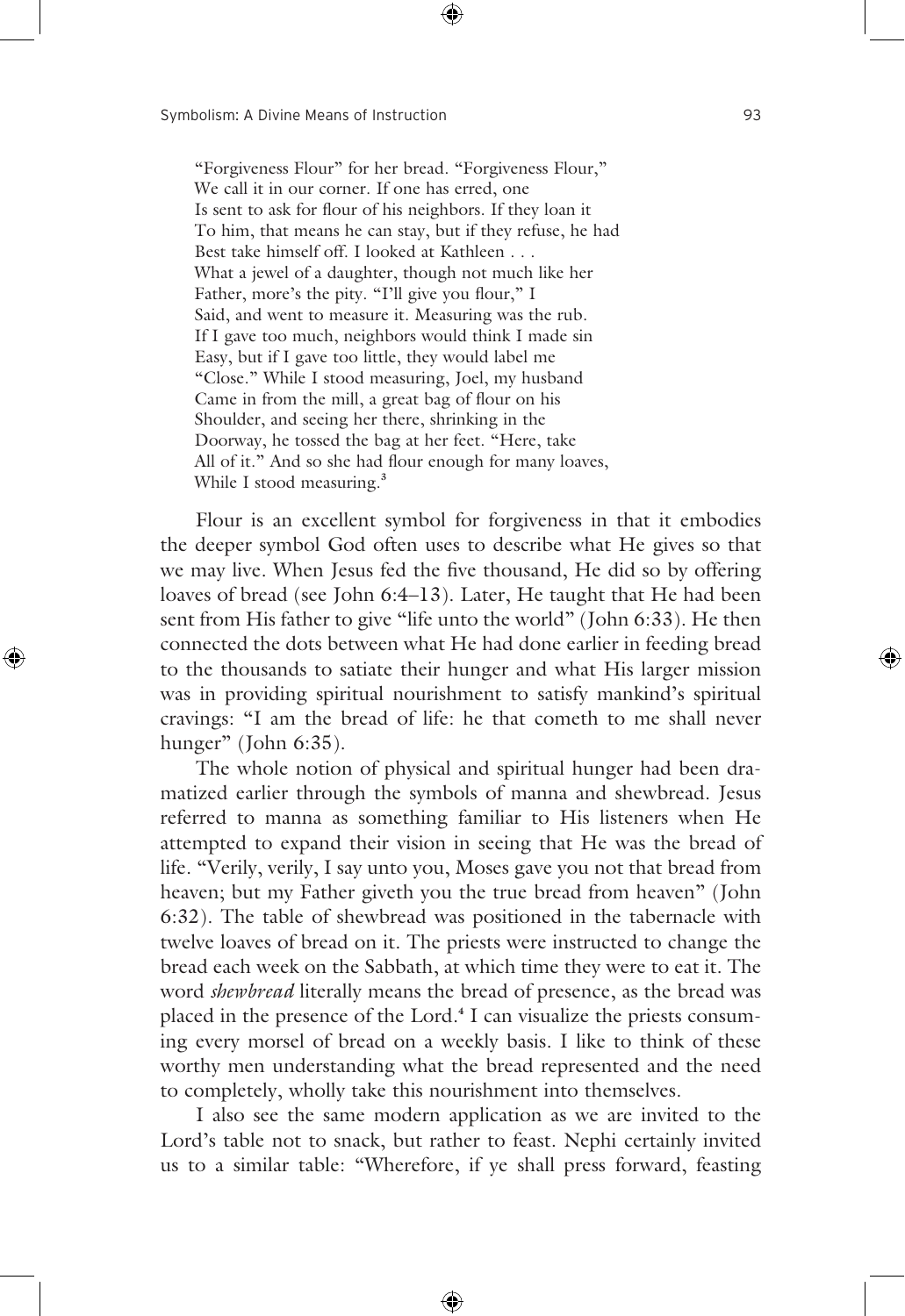"Forgiveness Flour" for her bread. "Forgiveness Flour,"
We call it in our corner. If one has erred, one
Is sent to ask for flour of his neighbors. If they loan it
To him, that means he can stay, but if they refuse, he had
Best take himself off. I looked at Kathleen . . .
What a jewel of a daughter, though not much like her
Father, more's the pity. "I'll give you flour," I
Said, and went to measure it. Measuring was the rub.
If I gave too much, neighbors would think I made sin
Easy, but if I gave too little, they would label me
"Close." While I stood measuring, Joel, my husband
Came in from the mill, a great bag of flour on his
Shoulder, and seeing her there, shrinking in the
Doorway, he tossed the bag at her feet. "Here, take
All of it." And so she had flour enough for many loaves,
While I stood measuring.[3]

Flour is an excellent symbol for forgiveness in that it embodies the deeper symbol God often uses to describe what He gives so that we may live. When Jesus fed the five thousand, He did so by offering loaves of bread (see John 6:4–13). Later, He taught that He had been sent from His father to give "life unto the world" (John 6:33). He then connected the dots between what He had done earlier in feeding bread to the thousands to satiate their hunger and what His larger mission was in providing spiritual nourishment to satisfy mankind's spiritual cravings: "I am the bread of life: he that cometh to me shall never hunger" (John 6:35).

The whole notion of physical and spiritual hunger had been dramatized earlier through the symbols of manna and shewbread. Jesus referred to manna as something familiar to His listeners when He attempted to expand their vision in seeing that He was the bread of life. "Verily, verily, I say unto you, Moses gave you not that bread from heaven; but my Father giveth you the true bread from heaven" (John 6:32). The table of shewbread was positioned in the tabernacle with twelve loaves of bread on it. The priests were instructed to change the bread each week on the Sabbath, at which time they were to eat it. The word *shewbread* literally means the bread of presence, as the bread was placed in the presence of the Lord.[4] I can visualize the priests consuming every morsel of bread on a weekly basis. I like to think of these worthy men understanding what the bread represented and the need to completely, wholly take this nourishment into themselves.

I also see the same modern application as we are invited to the Lord's table not to snack, but rather to feast. Nephi certainly invited us to a similar table: "Wherefore, if ye shall press forward, feasting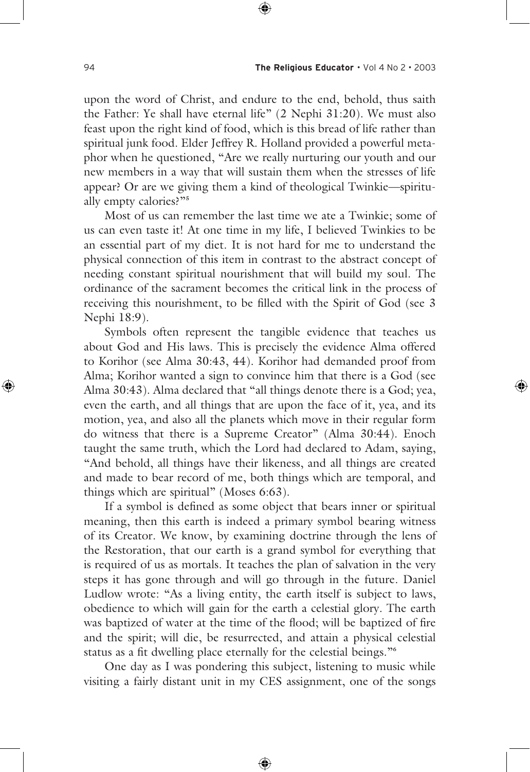upon the word of Christ, and endure to the end, behold, thus saith the Father: Ye shall have eternal life" (2 Nephi 31:20). We must also feast upon the right kind of food, which is this bread of life rather than spiritual junk food. Elder Jeffrey R. Holland provided a powerful metaphor when he questioned, "Are we really nurturing our youth and our new members in a way that will sustain them when the stresses of life appear? Or are we giving them a kind of theological Twinkie—spiritually empty calories?"[5]

Most of us can remember the last time we ate a Twinkie; some of us can even taste it! At one time in my life, I believed Twinkies to be an essential part of my diet. It is not hard for me to understand the physical connection of this item in contrast to the abstract concept of needing constant spiritual nourishment that will build my soul. The ordinance of the sacrament becomes the critical link in the process of receiving this nourishment, to be filled with the Spirit of God (see 3 Nephi 18:9).

Symbols often represent the tangible evidence that teaches us about God and His laws. This is precisely the evidence Alma offered to Korihor (see Alma 30:43, 44). Korihor had demanded proof from Alma; Korihor wanted a sign to convince him that there is a God (see Alma 30:43). Alma declared that "all things denote there is a God; yea, even the earth, and all things that are upon the face of it, yea, and its motion, yea, and also all the planets which move in their regular form do witness that there is a Supreme Creator" (Alma 30:44). Enoch taught the same truth, which the Lord had declared to Adam, saying, "And behold, all things have their likeness, and all things are created and made to bear record of me, both things which are temporal, and things which are spiritual" (Moses 6:63).

If a symbol is defined as some object that bears inner or spiritual meaning, then this earth is indeed a primary symbol bearing witness of its Creator. We know, by examining doctrine through the lens of the Restoration, that our earth is a grand symbol for everything that is required of us as mortals. It teaches the plan of salvation in the very steps it has gone through and will go through in the future. Daniel Ludlow wrote: "As a living entity, the earth itself is subject to laws, obedience to which will gain for the earth a celestial glory. The earth was baptized of water at the time of the flood; will be baptized of fire and the spirit; will die, be resurrected, and attain a physical celestial status as a fit dwelling place eternally for the celestial beings."[6]

One day as I was pondering this subject, listening to music while visiting a fairly distant unit in my CES assignment, one of the songs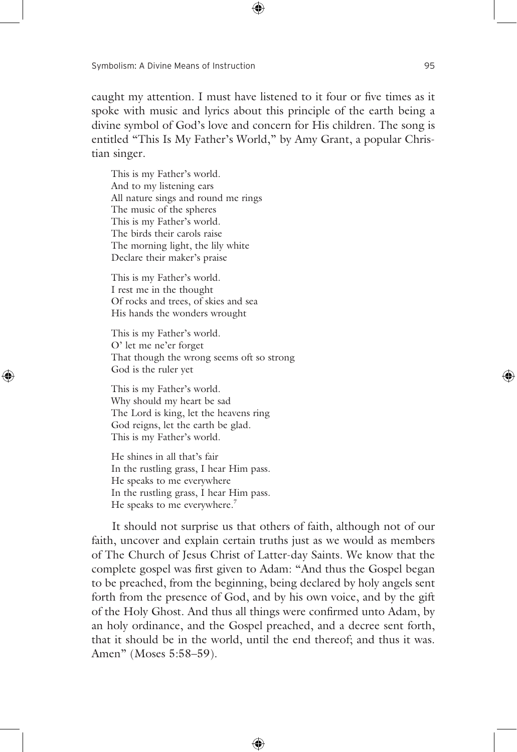caught my attention. I must have listened to it four or five times as it spoke with music and lyrics about this principle of the earth being a divine symbol of God's love and concern for His children. The song is entitled "This Is My Father's World," by Amy Grant, a popular Christian singer.

> This is my Father's world.
> And to my listening ears
> All nature sings and round me rings
> The music of the spheres
> This is my Father's world.
> The birds their carols raise
> The morning light, the lily white
> Declare their maker's praise
>
> This is my Father's world.
> I rest me in the thought
> Of rocks and trees, of skies and sea
> His hands the wonders wrought
>
> This is my Father's world.
> O' let me ne'er forget
> That though the wrong seems oft so strong
> God is the ruler yet
>
> This is my Father's world.
> Why should my heart be sad
> The Lord is king, let the heavens ring
> God reigns, let the earth be glad.
> This is my Father's world.
>
> He shines in all that's fair
> In the rustling grass, I hear Him pass.
> He speaks to me everywhere
> In the rustling grass, I hear Him pass.
> He speaks to me everywhere.[7]

It should not surprise us that others of faith, although not of our faith, uncover and explain certain truths just as we would as members of The Church of Jesus Christ of Latter-day Saints. We know that the complete gospel was first given to Adam: "And thus the Gospel began to be preached, from the beginning, being declared by holy angels sent forth from the presence of God, and by his own voice, and by the gift of the Holy Ghost. And thus all things were confirmed unto Adam, by an holy ordinance, and the Gospel preached, and a decree sent forth, that it should be in the world, until the end thereof; and thus it was. Amen" (Moses 5:58–59).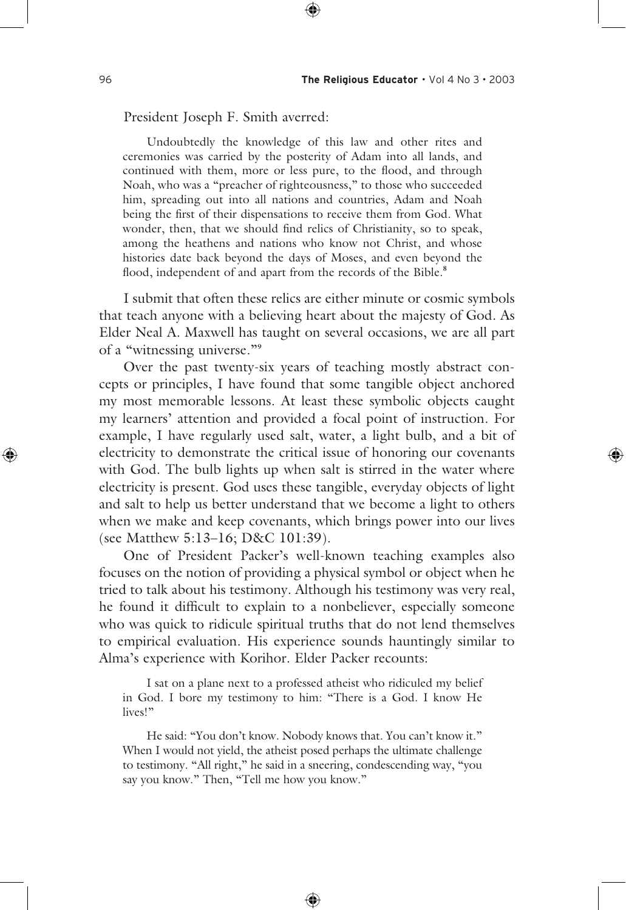President Joseph F. Smith averred:

> Undoubtedly the knowledge of this law and other rites and ceremonies was carried by the posterity of Adam into all lands, and continued with them, more or less pure, to the flood, and through Noah, who was a "preacher of righteousness," to those who succeeded him, spreading out into all nations and countries, Adam and Noah being the first of their dispensations to receive them from God. What wonder, then, that we should find relics of Christianity, so to speak, among the heathens and nations who know not Christ, and whose histories date back beyond the days of Moses, and even beyond the flood, independent of and apart from the records of the Bible.[8]

I submit that often these relics are either minute or cosmic symbols that teach anyone with a believing heart about the majesty of God. As Elder Neal A. Maxwell has taught on several occasions, we are all part of a "witnessing universe."[9]

Over the past twenty-six years of teaching mostly abstract concepts or principles, I have found that some tangible object anchored my most memorable lessons. At least these symbolic objects caught my learners' attention and provided a focal point of instruction. For example, I have regularly used salt, water, a light bulb, and a bit of electricity to demonstrate the critical issue of honoring our covenants with God. The bulb lights up when salt is stirred in the water where electricity is present. God uses these tangible, everyday objects of light and salt to help us better understand that we become a light to others when we make and keep covenants, which brings power into our lives (see Matthew 5:13–16; D&C 101:39).

One of President Packer's well-known teaching examples also focuses on the notion of providing a physical symbol or object when he tried to talk about his testimony. Although his testimony was very real, he found it difficult to explain to a nonbeliever, especially someone who was quick to ridicule spiritual truths that do not lend themselves to empirical evaluation. His experience sounds hauntingly similar to Alma's experience with Korihor. Elder Packer recounts:

> I sat on a plane next to a professed atheist who ridiculed my belief in God. I bore my testimony to him: "There is a God. I know He lives!"
>
> He said: "You don't know. Nobody knows that. You can't know it." When I would not yield, the atheist posed perhaps the ultimate challenge to testimony. "All right," he said in a sneering, condescending way, "you say you know." Then, "Tell me how you know."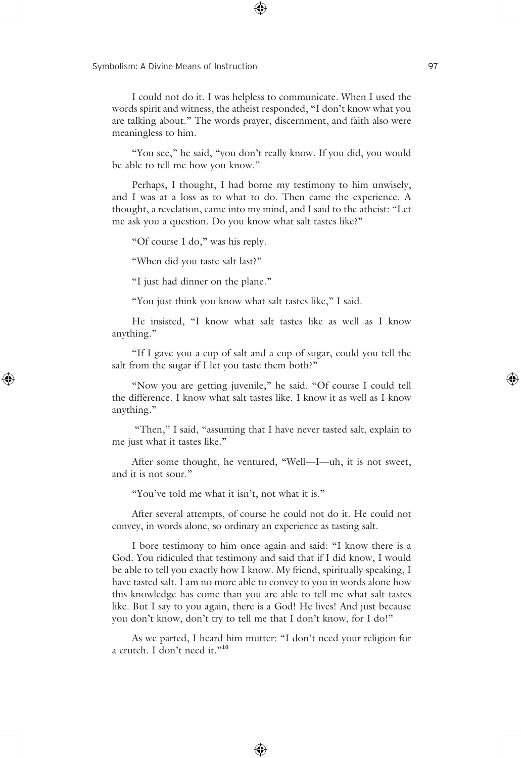I could not do it. I was helpless to communicate. When I used the words spirit and witness, the atheist responded, "I don't know what you are talking about." The words prayer, discernment, and faith also were meaningless to him.

"You see," he said, "you don't really know. If you did, you would be able to tell me how you know."

Perhaps, I thought, I had borne my testimony to him unwisely, and I was at a loss as to what to do. Then came the experience. A thought, a revelation, came into my mind, and I said to the atheist: "Let me ask you a question. Do you know what salt tastes like?"

"Of course I do," was his reply.

"When did you taste salt last?"

"I just had dinner on the plane."

"You just think you know what salt tastes like," I said.

He insisted, "I know what salt tastes like as well as I know anything."

"If I gave you a cup of salt and a cup of sugar, could you tell the salt from the sugar if I let you taste them both?"

"Now you are getting juvenile," he said. "Of course I could tell the difference. I know what salt tastes like. I know it as well as I know anything."

"Then," I said, "assuming that I have never tasted salt, explain to me just what it tastes like."

After some thought, he ventured, "Well—I—uh, it is not sweet, and it is not sour."

"You've told me what it isn't, not what it is."

After several attempts, of course he could not do it. He could not convey, in words alone, so ordinary an experience as tasting salt.

I bore testimony to him once again and said: "I know there is a God. You ridiculed that testimony and said that if I did know, I would be able to tell you exactly how I know. My friend, spiritually speaking, I have tasted salt. I am no more able to convey to you in words alone how this knowledge has come than you are able to tell me what salt tastes like. But I say to you again, there is a God! He lives! And just because you don't know, don't try to tell me that I don't know, for I do!"

As we parted, I heard him mutter: "I don't need your religion for a crutch. I don't need it."[10]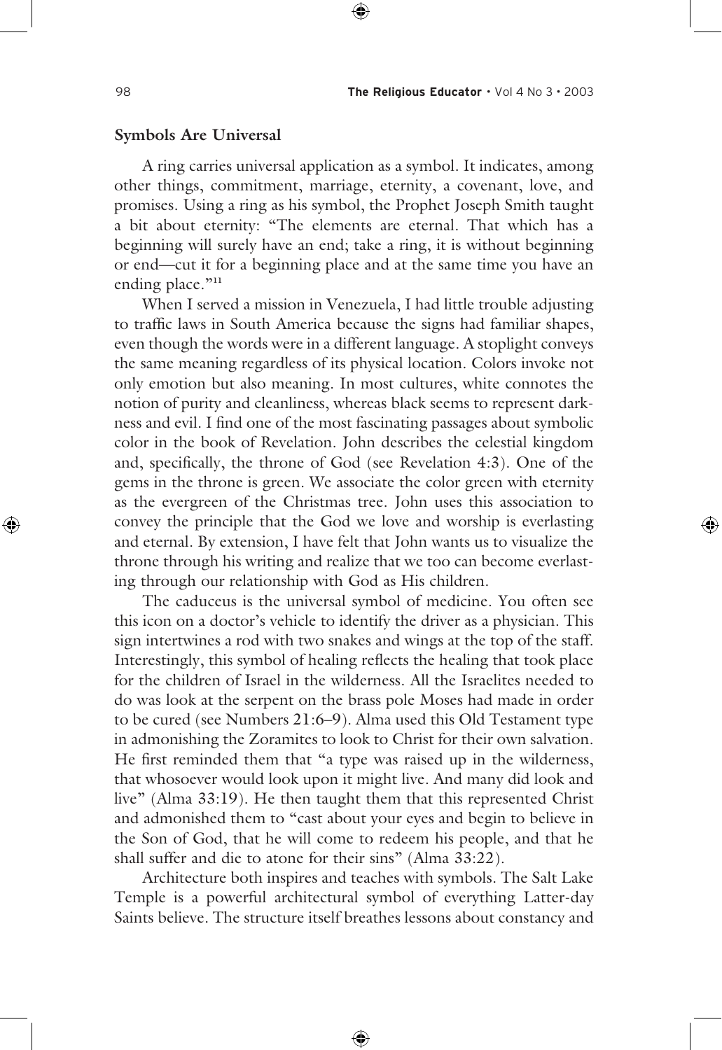## Symbols Are Universal

A ring carries universal application as a symbol. It indicates, among other things, commitment, marriage, eternity, a covenant, love, and promises. Using a ring as his symbol, the Prophet Joseph Smith taught a bit about eternity: "The elements are eternal. That which has a beginning will surely have an end; take a ring, it is without beginning or end—cut it for a beginning place and at the same time you have an ending place."[11]

When I served a mission in Venezuela, I had little trouble adjusting to traffic laws in South America because the signs had familiar shapes, even though the words were in a different language. A stoplight conveys the same meaning regardless of its physical location. Colors invoke not only emotion but also meaning. In most cultures, white connotes the notion of purity and cleanliness, whereas black seems to represent darkness and evil. I find one of the most fascinating passages about symbolic color in the book of Revelation. John describes the celestial kingdom and, specifically, the throne of God (see Revelation 4:3). One of the gems in the throne is green. We associate the color green with eternity as the evergreen of the Christmas tree. John uses this association to convey the principle that the God we love and worship is everlasting and eternal. By extension, I have felt that John wants us to visualize the throne through his writing and realize that we too can become everlasting through our relationship with God as His children.

The caduceus is the universal symbol of medicine. You often see this icon on a doctor's vehicle to identify the driver as a physician. This sign intertwines a rod with two snakes and wings at the top of the staff. Interestingly, this symbol of healing reflects the healing that took place for the children of Israel in the wilderness. All the Israelites needed to do was look at the serpent on the brass pole Moses had made in order to be cured (see Numbers 21:6–9). Alma used this Old Testament type in admonishing the Zoramites to look to Christ for their own salvation. He first reminded them that "a type was raised up in the wilderness, that whosoever would look upon it might live. And many did look and live" (Alma 33:19). He then taught them that this represented Christ and admonished them to "cast about your eyes and begin to believe in the Son of God, that he will come to redeem his people, and that he shall suffer and die to atone for their sins" (Alma 33:22).

Architecture both inspires and teaches with symbols. The Salt Lake Temple is a powerful architectural symbol of everything Latter-day Saints believe. The structure itself breathes lessons about constancy and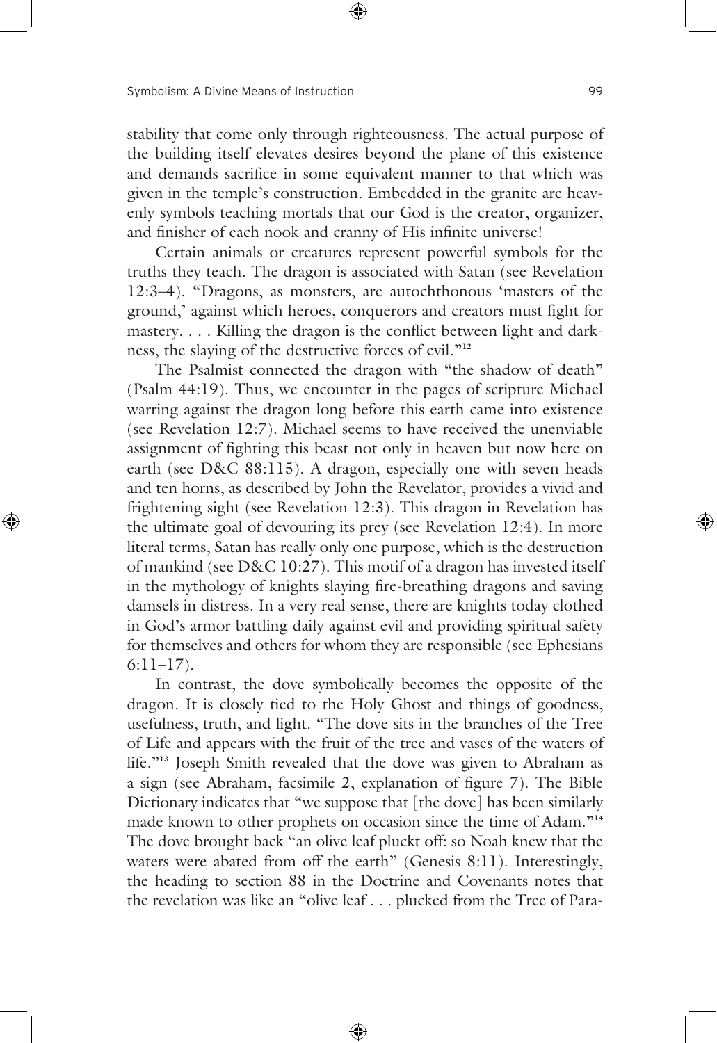stability that come only through righteousness. The actual purpose of the building itself elevates desires beyond the plane of this existence and demands sacrifice in some equivalent manner to that which was given in the temple's construction. Embedded in the granite are heavenly symbols teaching mortals that our God is the creator, organizer, and finisher of each nook and cranny of His infinite universe!

Certain animals or creatures represent powerful symbols for the truths they teach. The dragon is associated with Satan (see Revelation 12:3–4). "Dragons, as monsters, are autochthonous 'masters of the ground,' against which heroes, conquerors and creators must fight for mastery. . . . Killing the dragon is the conflict between light and darkness, the slaying of the destructive forces of evil."[12]

The Psalmist connected the dragon with "the shadow of death" (Psalm 44:19). Thus, we encounter in the pages of scripture Michael warring against the dragon long before this earth came into existence (see Revelation 12:7). Michael seems to have received the unenviable assignment of fighting this beast not only in heaven but now here on earth (see D&C 88:115). A dragon, especially one with seven heads and ten horns, as described by John the Revelator, provides a vivid and frightening sight (see Revelation 12:3). This dragon in Revelation has the ultimate goal of devouring its prey (see Revelation 12:4). In more literal terms, Satan has really only one purpose, which is the destruction of mankind (see D&C 10:27). This motif of a dragon has invested itself in the mythology of knights slaying fire-breathing dragons and saving damsels in distress. In a very real sense, there are knights today clothed in God's armor battling daily against evil and providing spiritual safety for themselves and others for whom they are responsible (see Ephesians 6:11–17).

In contrast, the dove symbolically becomes the opposite of the dragon. It is closely tied to the Holy Ghost and things of goodness, usefulness, truth, and light. "The dove sits in the branches of the Tree of Life and appears with the fruit of the tree and vases of the waters of life."[13] Joseph Smith revealed that the dove was given to Abraham as a sign (see Abraham, facsimile 2, explanation of figure 7). The Bible Dictionary indicates that "we suppose that [the dove] has been similarly made known to other prophets on occasion since the time of Adam."[14] The dove brought back "an olive leaf pluckt off: so Noah knew that the waters were abated from off the earth" (Genesis 8:11). Interestingly, the heading to section 88 in the Doctrine and Covenants notes that the revelation was like an "olive leaf . . . plucked from the Tree of Para-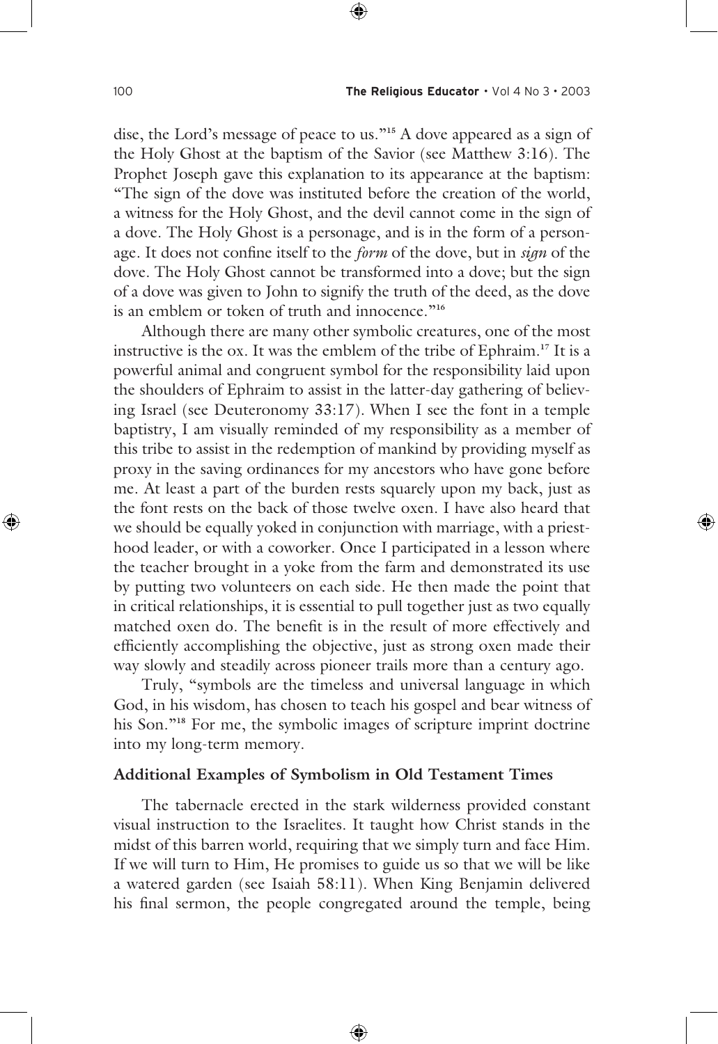dise, the Lord's message of peace to us."[15] A dove appeared as a sign of the Holy Ghost at the baptism of the Savior (see Matthew 3:16). The Prophet Joseph gave this explanation to its appearance at the baptism: "The sign of the dove was instituted before the creation of the world, a witness for the Holy Ghost, and the devil cannot come in the sign of a dove. The Holy Ghost is a personage, and is in the form of a personage. It does not confine itself to the *form* of the dove, but in *sign* of the dove. The Holy Ghost cannot be transformed into a dove; but the sign of a dove was given to John to signify the truth of the deed, as the dove is an emblem or token of truth and innocence."[16]

Although there are many other symbolic creatures, one of the most instructive is the ox. It was the emblem of the tribe of Ephraim.[17] It is a powerful animal and congruent symbol for the responsibility laid upon the shoulders of Ephraim to assist in the latter-day gathering of believing Israel (see Deuteronomy 33:17). When I see the font in a temple baptistry, I am visually reminded of my responsibility as a member of this tribe to assist in the redemption of mankind by providing myself as proxy in the saving ordinances for my ancestors who have gone before me. At least a part of the burden rests squarely upon my back, just as the font rests on the back of those twelve oxen. I have also heard that we should be equally yoked in conjunction with marriage, with a priesthood leader, or with a coworker. Once I participated in a lesson where the teacher brought in a yoke from the farm and demonstrated its use by putting two volunteers on each side. He then made the point that in critical relationships, it is essential to pull together just as two equally matched oxen do. The benefit is in the result of more effectively and efficiently accomplishing the objective, just as strong oxen made their way slowly and steadily across pioneer trails more than a century ago.

Truly, "symbols are the timeless and universal language in which God, in his wisdom, has chosen to teach his gospel and bear witness of his Son."[18] For me, the symbolic images of scripture imprint doctrine into my long-term memory.

### Additional Examples of Symbolism in Old Testament Times

The tabernacle erected in the stark wilderness provided constant visual instruction to the Israelites. It taught how Christ stands in the midst of this barren world, requiring that we simply turn and face Him. If we will turn to Him, He promises to guide us so that we will be like a watered garden (see Isaiah 58:11). When King Benjamin delivered his final sermon, the people congregated around the temple, being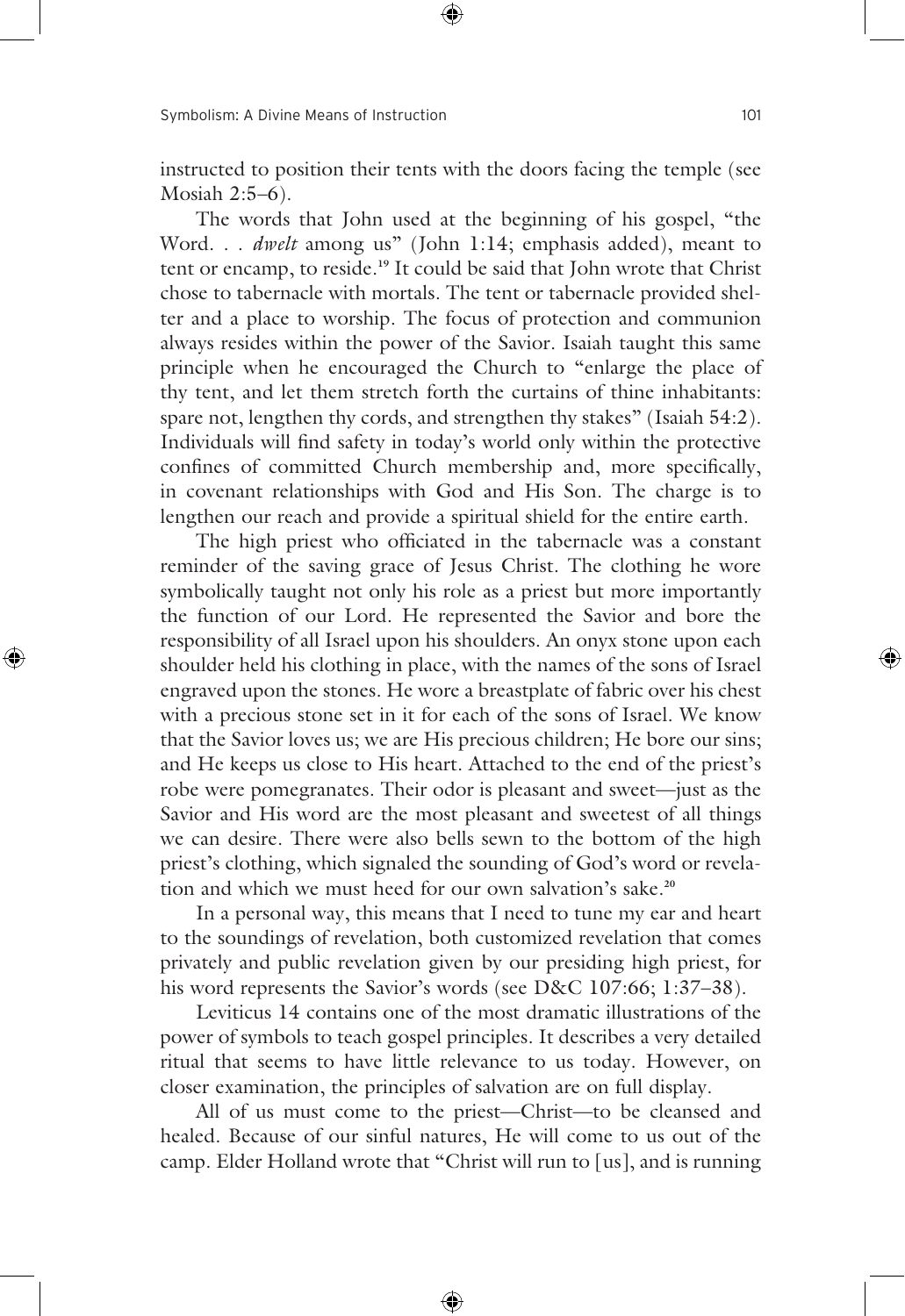instructed to position their tents with the doors facing the temple (see Mosiah 2:5–6).

The words that John used at the beginning of his gospel, "the Word. . . *dwelt* among us" (John 1:14; emphasis added), meant to tent or encamp, to reside.[19] It could be said that John wrote that Christ chose to tabernacle with mortals. The tent or tabernacle provided shelter and a place to worship. The focus of protection and communion always resides within the power of the Savior. Isaiah taught this same principle when he encouraged the Church to "enlarge the place of thy tent, and let them stretch forth the curtains of thine inhabitants: spare not, lengthen thy cords, and strengthen thy stakes" (Isaiah 54:2). Individuals will find safety in today's world only within the protective confines of committed Church membership and, more specifically, in covenant relationships with God and His Son. The charge is to lengthen our reach and provide a spiritual shield for the entire earth.

The high priest who officiated in the tabernacle was a constant reminder of the saving grace of Jesus Christ. The clothing he wore symbolically taught not only his role as a priest but more importantly the function of our Lord. He represented the Savior and bore the responsibility of all Israel upon his shoulders. An onyx stone upon each shoulder held his clothing in place, with the names of the sons of Israel engraved upon the stones. He wore a breastplate of fabric over his chest with a precious stone set in it for each of the sons of Israel. We know that the Savior loves us; we are His precious children; He bore our sins; and He keeps us close to His heart. Attached to the end of the priest's robe were pomegranates. Their odor is pleasant and sweet—just as the Savior and His word are the most pleasant and sweetest of all things we can desire. There were also bells sewn to the bottom of the high priest's clothing, which signaled the sounding of God's word or revelation and which we must heed for our own salvation's sake.[20]

In a personal way, this means that I need to tune my ear and heart to the soundings of revelation, both customized revelation that comes privately and public revelation given by our presiding high priest, for his word represents the Savior's words (see D&C 107:66; 1:37–38).

Leviticus 14 contains one of the most dramatic illustrations of the power of symbols to teach gospel principles. It describes a very detailed ritual that seems to have little relevance to us today. However, on closer examination, the principles of salvation are on full display.

All of us must come to the priest—Christ—to be cleansed and healed. Because of our sinful natures, He will come to us out of the camp. Elder Holland wrote that "Christ will run to [us], and is running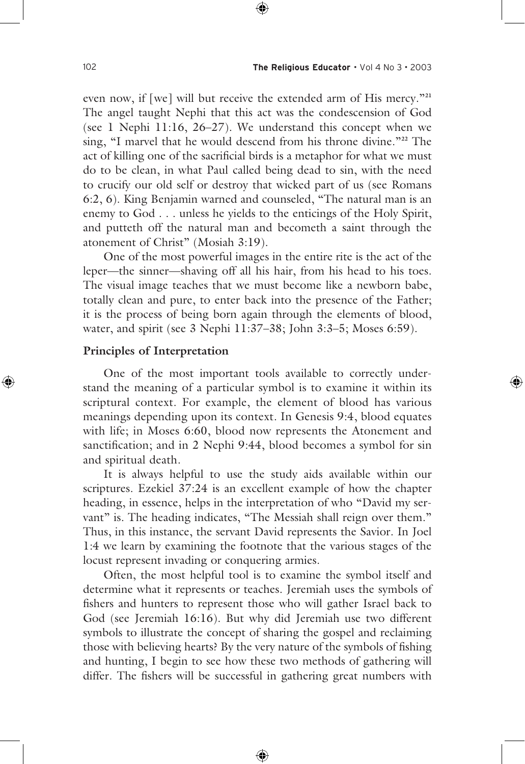even now, if [we] will but receive the extended arm of His mercy."[21] The angel taught Nephi that this act was the condescension of God (see 1 Nephi 11:16, 26–27). We understand this concept when we sing, "I marvel that he would descend from his throne divine."[22] The act of killing one of the sacrificial birds is a metaphor for what we must do to be clean, in what Paul called being dead to sin, with the need to crucify our old self or destroy that wicked part of us (see Romans 6:2, 6). King Benjamin warned and counseled, "The natural man is an enemy to God . . . unless he yields to the enticings of the Holy Spirit, and putteth off the natural man and becometh a saint through the atonement of Christ" (Mosiah 3:19).

One of the most powerful images in the entire rite is the act of the leper—the sinner—shaving off all his hair, from his head to his toes. The visual image teaches that we must become like a newborn babe, totally clean and pure, to enter back into the presence of the Father; it is the process of being born again through the elements of blood, water, and spirit (see 3 Nephi 11:37–38; John 3:3–5; Moses 6:59).

## Principles of Interpretation

One of the most important tools available to correctly understand the meaning of a particular symbol is to examine it within its scriptural context. For example, the element of blood has various meanings depending upon its context. In Genesis 9:4, blood equates with life; in Moses 6:60, blood now represents the Atonement and sanctification; and in 2 Nephi 9:44, blood becomes a symbol for sin and spiritual death.

It is always helpful to use the study aids available within our scriptures. Ezekiel 37:24 is an excellent example of how the chapter heading, in essence, helps in the interpretation of who "David my servant" is. The heading indicates, "The Messiah shall reign over them." Thus, in this instance, the servant David represents the Savior. In Joel 1:4 we learn by examining the footnote that the various stages of the locust represent invading or conquering armies.

Often, the most helpful tool is to examine the symbol itself and determine what it represents or teaches. Jeremiah uses the symbols of fishers and hunters to represent those who will gather Israel back to God (see Jeremiah 16:16). But why did Jeremiah use two different symbols to illustrate the concept of sharing the gospel and reclaiming those with believing hearts? By the very nature of the symbols of fishing and hunting, I begin to see how these two methods of gathering will differ. The fishers will be successful in gathering great numbers with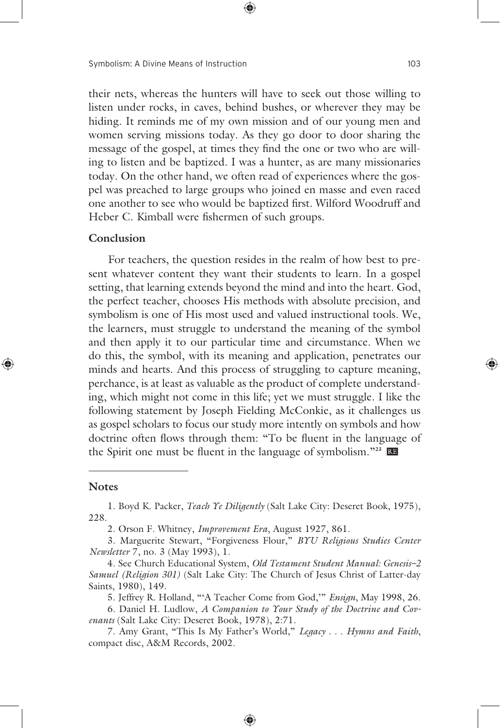their nets, whereas the hunters will have to seek out those willing to listen under rocks, in caves, behind bushes, or wherever they may be hiding. It reminds me of my own mission and of our young men and women serving missions today. As they go door to door sharing the message of the gospel, at times they find the one or two who are willing to listen and be baptized. I was a hunter, as are many missionaries today. On the other hand, we often read of experiences where the gospel was preached to large groups who joined en masse and even raced one another to see who would be baptized first. Wilford Woodruff and Heber C. Kimball were fishermen of such groups.

### Conclusion

For teachers, the question resides in the realm of how best to present whatever content they want their students to learn. In a gospel setting, that learning extends beyond the mind and into the heart. God, the perfect teacher, chooses His methods with absolute precision, and symbolism is one of His most used and valued instructional tools. We, the learners, must struggle to understand the meaning of the symbol and then apply it to our particular time and circumstance. When we do this, the symbol, with its meaning and application, penetrates our minds and hearts. And this process of struggling to capture meaning, perchance, is at least as valuable as the product of complete understanding, which might not come in this life; yet we must struggle. I like the following statement by Joseph Fielding McConkie, as it challenges us as gospel scholars to focus our study more intently on symbols and how doctrine often flows through them: "To be fluent in the language of the Spirit one must be fluent in the language of symbolism."[23] RE

---

### Notes

1. Boyd K. Packer, *Teach Ye Diligently* (Salt Lake City: Deseret Book, 1975), 228.

2. Orson F. Whitney, *Improvement Era*, August 1927, 861.

3. Marguerite Stewart, "Forgiveness Flour," *BYU Religious Studies Center Newsletter* 7, no. 3 (May 1993), 1.

4. See Church Educational System, *Old Testament Student Manual: Genesis–2 Samuel (Religion 301)* (Salt Lake City: The Church of Jesus Christ of Latter-day Saints, 1980), 149.

5. Jeffrey R. Holland, "'A Teacher Come from God,'" *Ensign*, May 1998, 26.

6. Daniel H. Ludlow, *A Companion to Your Study of the Doctrine and Covenants* (Salt Lake City: Deseret Book, 1978), 2:71.

7. Amy Grant, "This Is My Father's World," *Legacy . . . Hymns and Faith*, compact disc, A&M Records, 2002.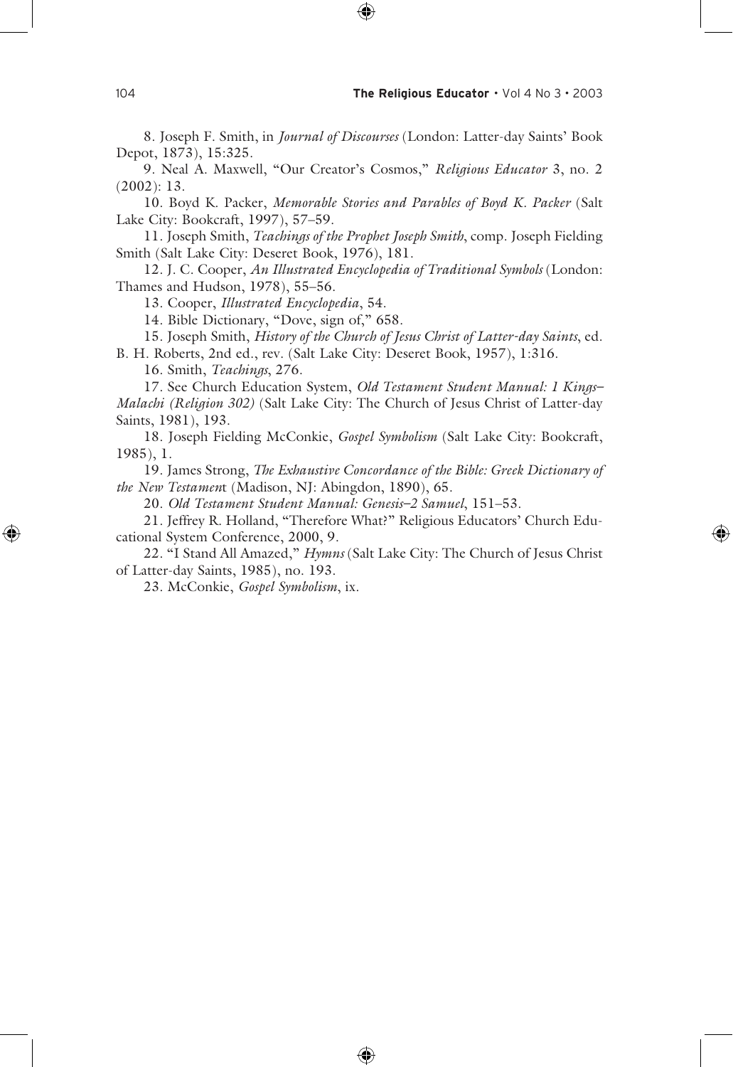8. Joseph F. Smith, in *Journal of Discourses* (London: Latter-day Saints' Book Depot, 1873), 15:325.

9. Neal A. Maxwell, "Our Creator's Cosmos," *Religious Educator* 3, no. 2 (2002): 13.

10. Boyd K. Packer, *Memorable Stories and Parables of Boyd K. Packer* (Salt Lake City: Bookcraft, 1997), 57–59.

11. Joseph Smith, *Teachings of the Prophet Joseph Smith*, comp. Joseph Fielding Smith (Salt Lake City: Deseret Book, 1976), 181.

12. J. C. Cooper, *An Illustrated Encyclopedia of Traditional Symbols* (London: Thames and Hudson, 1978), 55–56.

13. Cooper, *Illustrated Encyclopedia*, 54.

14. Bible Dictionary, "Dove, sign of," 658.

15. Joseph Smith, *History of the Church of Jesus Christ of Latter-day Saints*, ed. B. H. Roberts, 2nd ed., rev. (Salt Lake City: Deseret Book, 1957), 1:316.

16. Smith, *Teachings*, 276.

17. See Church Education System, *Old Testament Student Manual: 1 Kings–Malachi (Religion 302)* (Salt Lake City: The Church of Jesus Christ of Latter-day Saints, 1981), 193.

18. Joseph Fielding McConkie, *Gospel Symbolism* (Salt Lake City: Bookcraft, 1985), 1.

19. James Strong, *The Exhaustive Concordance of the Bible: Greek Dictionary of the New Testament* (Madison, NJ: Abingdon, 1890), 65.

20. *Old Testament Student Manual: Genesis–2 Samuel*, 151–53.

21. Jeffrey R. Holland, "Therefore What?" Religious Educators' Church Educational System Conference, 2000, 9.

22. "I Stand All Amazed," *Hymns* (Salt Lake City: The Church of Jesus Christ of Latter-day Saints, 1985), no. 193.

23. McConkie, *Gospel Symbolism*, ix.